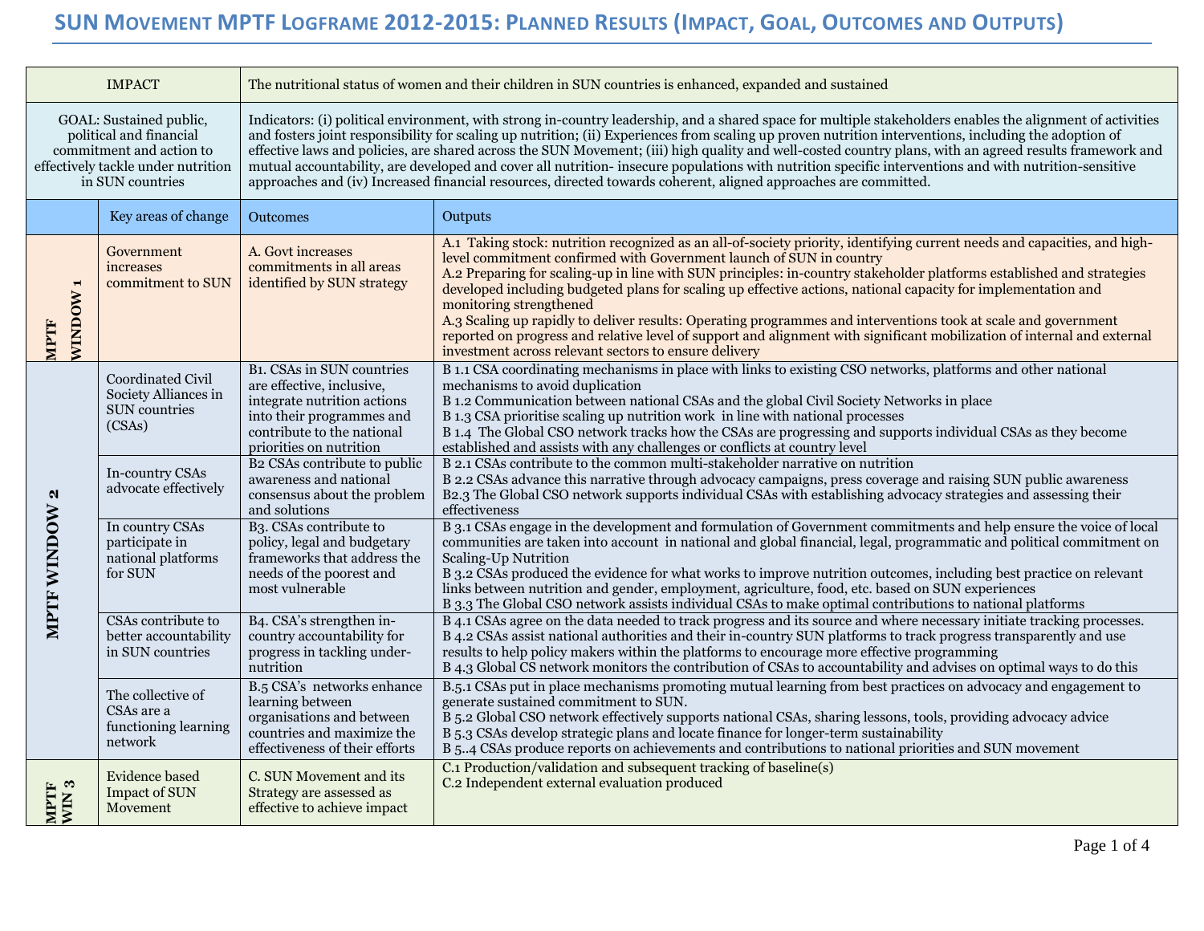# SUN Movement MPTF Logframe 2012-2015: Planned Results (Impact, Goal, Outcomes and Outputs)

| | | | |
|---|---|---|---|
| IMPACT | | The nutritional status of women and their children in SUN countries is enhanced, expanded and sustained | |
| GOAL: Sustained public, political and financial commitment and action to effectively tackle under nutrition in SUN countries | | Indicators: (i) political environment, with strong in-country leadership, and a shared space for multiple stakeholders enables the alignment of activities and fosters joint responsibility for scaling up nutrition; (ii) Experiences from scaling up proven nutrition interventions, including the adoption of effective laws and policies, are shared across the SUN Movement; (iii) high quality and well-costed country plans, with an agreed results framework and mutual accountability, are developed and cover all nutrition- insecure populations with nutrition specific interventions and with nutrition-sensitive approaches and (iv) Increased financial resources, directed towards coherent, aligned approaches are committed. | |
| | Key areas of change | Outcomes | Outputs |
| MPTF WINDOW 1 | Government increases commitment to SUN | A. Govt increases commitments in all areas identified by SUN strategy | A.1 Taking stock: nutrition recognized as an all-of-society priority, identifying current needs and capacities, and high-level commitment confirmed with Government launch of SUN in country<br>A.2 Preparing for scaling-up in line with SUN principles: in-country stakeholder platforms established and strategies developed including budgeted plans for scaling up effective actions, national capacity for implementation and monitoring strengthened<br>A.3 Scaling up rapidly to deliver results: Operating programmes and interventions took at scale and government reported on progress and relative level of support and alignment with significant mobilization of internal and external investment across relevant sectors to ensure delivery |
| MPTF WINDOW 2 | Coordinated Civil Society Alliances in SUN countries (CSAs) | B1. CSAs in SUN countries are effective, inclusive, integrate nutrition actions into their programmes and contribute to the national priorities on nutrition | B 1.1 CSA coordinating mechanisms in place with links to existing CSO networks, platforms and other national mechanisms to avoid duplication<br>B 1.2 Communication between national CSAs and the global Civil Society Networks in place<br>B 1.3 CSA prioritise scaling up nutrition work in line with national processes<br>B 1.4 The Global CSO network tracks how the CSAs are progressing and supports individual CSAs as they become established and assists with any challenges or conflicts at country level |
| | In-country CSAs advocate effectively | B2 CSAs contribute to public awareness and national consensus about the problem and solutions | B 2.1 CSAs contribute to the common multi-stakeholder narrative on nutrition<br>B 2.2 CSAs advance this narrative through advocacy campaigns, press coverage and raising SUN public awareness<br>B2.3 The Global CSO network supports individual CSAs with establishing advocacy strategies and assessing their effectiveness |
| | In country CSAs participate in national platforms for SUN | B3. CSAs contribute to policy, legal and budgetary frameworks that address the needs of the poorest and most vulnerable | B 3.1 CSAs engage in the development and formulation of Government commitments and help ensure the voice of local communities are taken into account in national and global financial, legal, programmatic and political commitment on Scaling-Up Nutrition<br>B 3.2 CSAs produced the evidence for what works to improve nutrition outcomes, including best practice on relevant links between nutrition and gender, employment, agriculture, food, etc. based on SUN experiences<br>B 3.3 The Global CSO network assists individual CSAs to make optimal contributions to national platforms |
| | CSAs contribute to better accountability in SUN countries | B4. CSA's strengthen in-country accountability for progress in tackling under-nutrition | B 4.1 CSAs agree on the data needed to track progress and its source and where necessary initiate tracking processes.<br>B 4.2 CSAs assist national authorities and their in-country SUN platforms to track progress transparently and use results to help policy makers within the platforms to encourage more effective programming<br>B 4.3 Global CS network monitors the contribution of CSAs to accountability and advises on optimal ways to do this |
| | The collective of CSAs are a functioning learning network | B.5 CSA's networks enhance learning between organisations and between countries and maximize the effectiveness of their efforts | B.5.1 CSAs put in place mechanisms promoting mutual learning from best practices on advocacy and engagement to generate sustained commitment to SUN.<br>B 5.2 Global CSO network effectively supports national CSAs, sharing lessons, tools, providing advocacy advice<br>B 5.3 CSAs develop strategic plans and locate finance for longer-term sustainability<br>B 5..4 CSAs produce reports on achievements and contributions to national priorities and SUN movement |
| MPTF WIN 3 | Evidence based Impact of SUN Movement | C. SUN Movement and its Strategy are assessed as effective to achieve impact | C.1 Production/validation and subsequent tracking of baseline(s)<br>C.2 Independent external evaluation produced |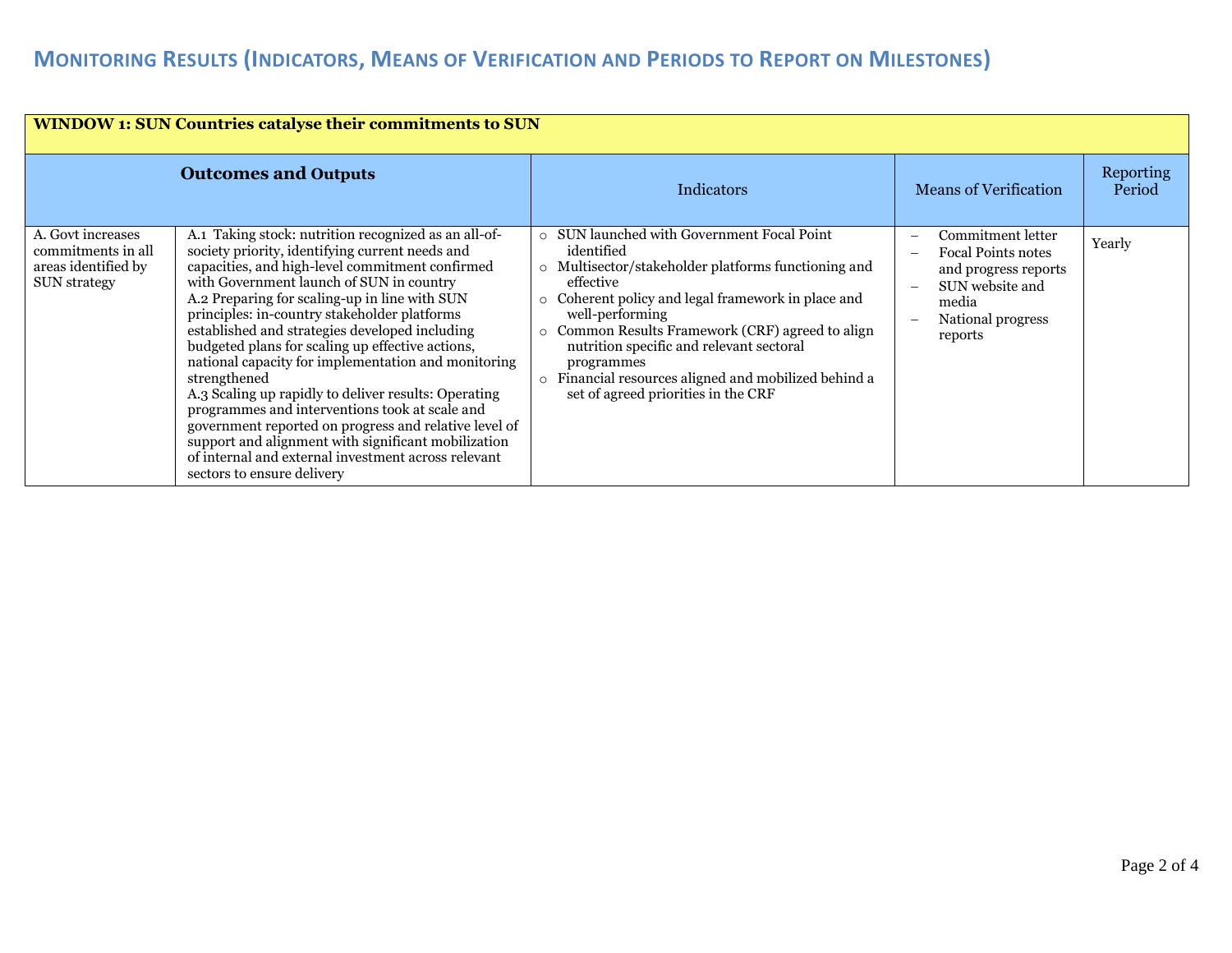## Monitoring Results (Indicators, Means of Verification and Periods to Report on Milestones)

| **WINDOW 1: SUN Countries catalyse their commitments to SUN** | | | | |
|---|---|---|---|---|
| **Outcomes and Outputs** | | Indicators | Means of Verification | Reporting Period |
| A. Govt increases commitments in all areas identified by SUN strategy | A.1 Taking stock: nutrition recognized as an all-of-society priority, identifying current needs and capacities, and high-level commitment confirmed with Government launch of SUN in country<br>A.2 Preparing for scaling-up in line with SUN principles: in-country stakeholder platforms established and strategies developed including budgeted plans for scaling up effective actions, national capacity for implementation and monitoring strengthened<br>A.3 Scaling up rapidly to deliver results: Operating programmes and interventions took at scale and government reported on progress and relative level of support and alignment with significant mobilization of internal and external investment across relevant sectors to ensure delivery | ○ SUN launched with Government Focal Point identified<br>○ Multisector/stakeholder platforms functioning and effective<br>○ Coherent policy and legal framework in place and well-performing<br>○ Common Results Framework (CRF) agreed to align nutrition specific and relevant sectoral programmes<br>○ Financial resources aligned and mobilized behind a set of agreed priorities in the CRF | – Commitment letter<br>– Focal Points notes and progress reports<br>– SUN website and media<br>– National progress reports | Yearly |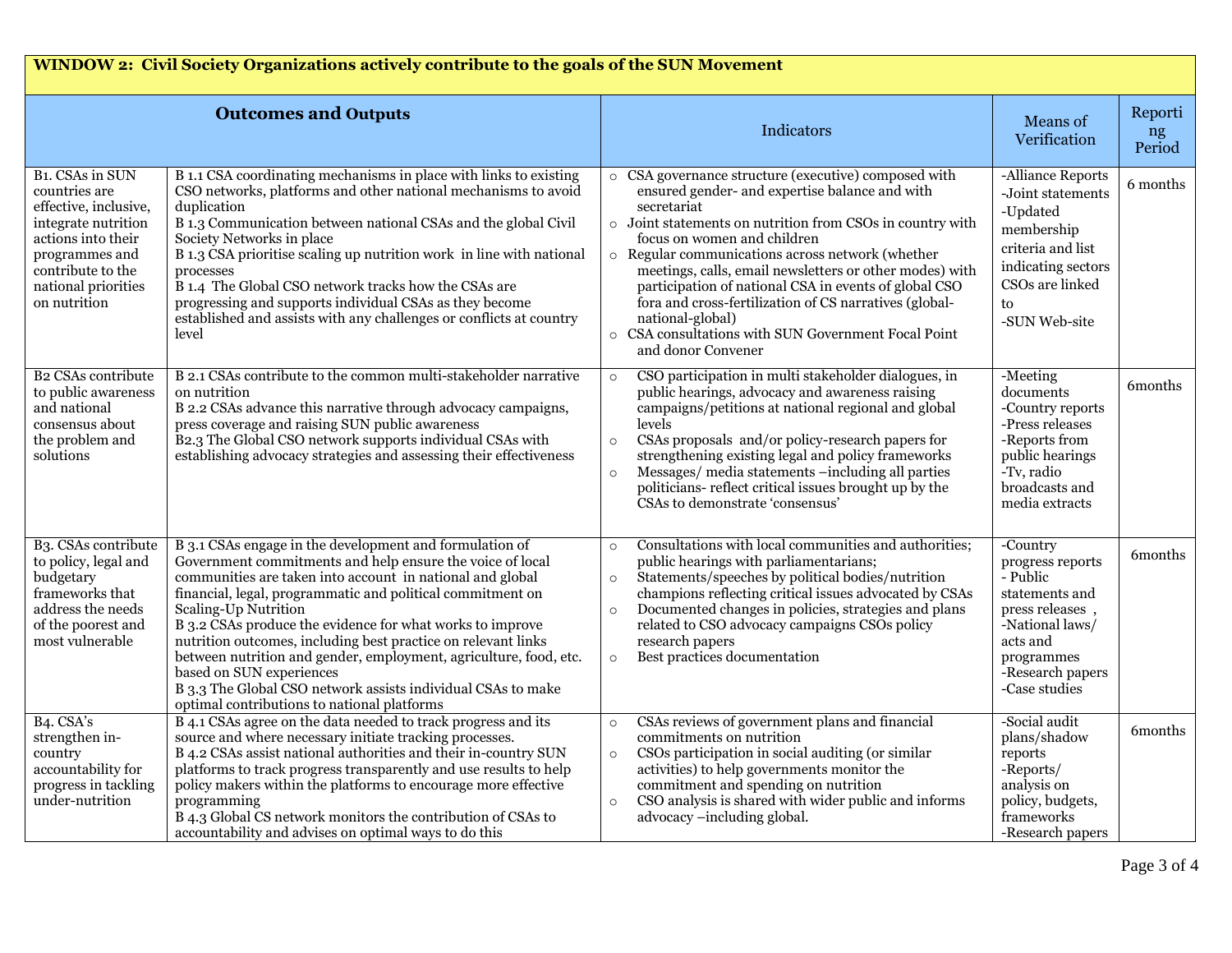| **WINDOW 2: Civil Society Organizations actively contribute to the goals of the SUN Movement** | | | | |
|---|---|---|---|---|
| **Outcomes and Outputs** | | Indicators | Means of Verification | Reporting Period |
| B1. CSAs in SUN countries are effective, inclusive, integrate nutrition actions into their programmes and contribute to the national priorities on nutrition | B 1.1 CSA coordinating mechanisms in place with links to existing CSO networks, platforms and other national mechanisms to avoid duplication<br>B 1.3 Communication between national CSAs and the global Civil Society Networks in place<br>B 1.3 CSA prioritise scaling up nutrition work in line with national processes<br>B 1.4 The Global CSO network tracks how the CSAs are progressing and supports individual CSAs as they become established and assists with any challenges or conflicts at country level | ○ CSA governance structure (executive) composed with ensured gender- and expertise balance and with secretariat<br>○ Joint statements on nutrition from CSOs in country with focus on women and children<br>○ Regular communications across network (whether meetings, calls, email newsletters or other modes) with participation of national CSA in events of global CSO fora and cross-fertilization of CS narratives (global-national-global)<br>○ CSA consultations with SUN Government Focal Point and donor Convener | -Alliance Reports<br>-Joint statements<br>-Updated membership criteria and list indicating sectors CSOs are linked to<br>-SUN Web-site | 6 months |
| B2 CSAs contribute to public awareness and national consensus about the problem and solutions | B 2.1 CSAs contribute to the common multi-stakeholder narrative on nutrition<br>B 2.2 CSAs advance this narrative through advocacy campaigns, press coverage and raising SUN public awareness<br>B2.3 The Global CSO network supports individual CSAs with establishing advocacy strategies and assessing their effectiveness | ○ CSO participation in multi stakeholder dialogues, in public hearings, advocacy and awareness raising campaigns/petitions at national regional and global levels<br>○ CSAs proposals and/or policy-research papers for strengthening existing legal and policy frameworks<br>○ Messages/ media statements –including all parties politicians- reflect critical issues brought up by the CSAs to demonstrate 'consensus' | -Meeting documents<br>-Country reports<br>-Press releases<br>-Reports from public hearings<br>-Tv, radio broadcasts and media extracts | 6months |
| B3. CSAs contribute to policy, legal and budgetary frameworks that address the needs of the poorest and most vulnerable | B 3.1 CSAs engage in the development and formulation of Government commitments and help ensure the voice of local communities are taken into account in national and global financial, legal, programmatic and political commitment on Scaling-Up Nutrition<br>B 3.2 CSAs produce the evidence for what works to improve nutrition outcomes, including best practice on relevant links between nutrition and gender, employment, agriculture, food, etc. based on SUN experiences<br>B 3.3 The Global CSO network assists individual CSAs to make optimal contributions to national platforms | ○ Consultations with local communities and authorities; public hearings with parliamentarians;<br>○ Statements/speeches by political bodies/nutrition champions reflecting critical issues advocated by CSAs<br>○ Documented changes in policies, strategies and plans related to CSO advocacy campaigns CSOs policy research papers<br>○ Best practices documentation | -Country progress reports<br>- Public statements and press releases ,<br>-National laws/ acts and programmes<br>-Research papers<br>-Case studies | 6months |
| B4. CSA's strengthen in-country accountability for progress in tackling under-nutrition | B 4.1 CSAs agree on the data needed to track progress and its source and where necessary initiate tracking processes.<br>B 4.2 CSAs assist national authorities and their in-country SUN platforms to track progress transparently and use results to help policy makers within the platforms to encourage more effective programming<br>B 4.3 Global CS network monitors the contribution of CSAs to accountability and advises on optimal ways to do this | ○ CSAs reviews of government plans and financial commitments on nutrition<br>○ CSOs participation in social auditing (or similar activities) to help governments monitor the commitment and spending on nutrition<br>○ CSO analysis is shared with wider public and informs advocacy –including global. | -Social audit plans/shadow reports<br>-Reports/ analysis on policy, budgets, frameworks<br>-Research papers | 6months |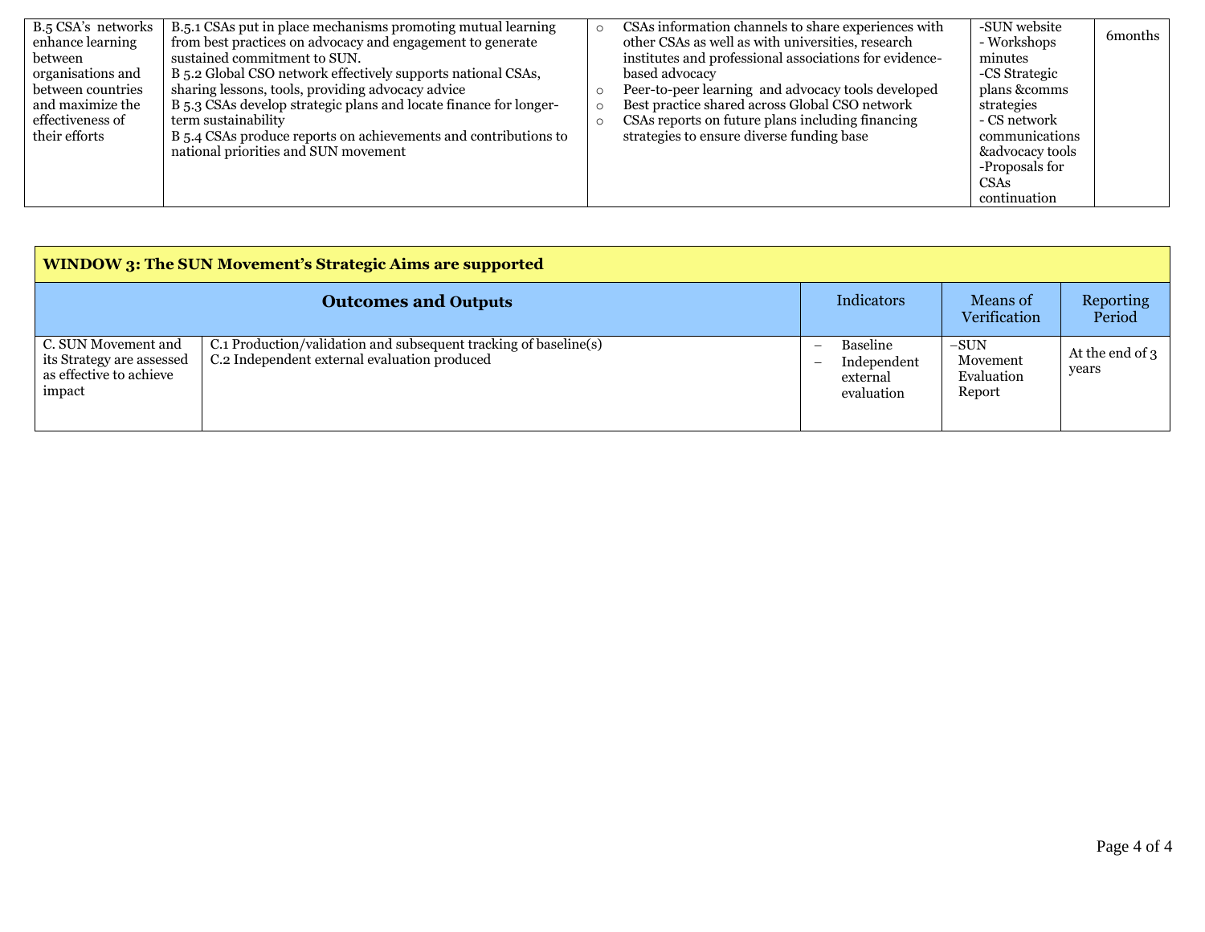| | | | | |
|---|---|---|---|---|
| B.5 CSA's networks enhance learning between organisations and between countries and maximize the effectiveness of their efforts | B.5.1 CSAs put in place mechanisms promoting mutual learning from best practices on advocacy and engagement to generate sustained commitment to SUN.<br>B 5.2 Global CSO network effectively supports national CSAs, sharing lessons, tools, providing advocacy advice<br>B 5.3 CSAs develop strategic plans and locate finance for longer-term sustainability<br>B 5.4 CSAs produce reports on achievements and contributions to national priorities and SUN movement | ○ CSAs information channels to share experiences with other CSAs as well as with universities, research institutes and professional associations for evidence-based advocacy<br>○ Peer-to-peer learning and advocacy tools developed<br>○ Best practice shared across Global CSO network<br>○ CSAs reports on future plans including financing strategies to ensure diverse funding base | -SUN website<br>- Workshops minutes<br>-CS Strategic plans &comms strategies<br>- CS network communications &advocacy tools<br>-Proposals for CSAs continuation | 6months |

| **WINDOW 3: The SUN Movement's Strategic Aims are supported** | | | | |
|---|---|---|---|---|
| **Outcomes and Outputs** | | Indicators | Means of Verification | Reporting Period |
| C. SUN Movement and its Strategy are assessed as effective to achieve impact | C.1 Production/validation and subsequent tracking of baseline(s)<br>C.2 Independent external evaluation produced | – Baseline<br>– Independent external evaluation | –SUN Movement Evaluation Report | At the end of 3 years |